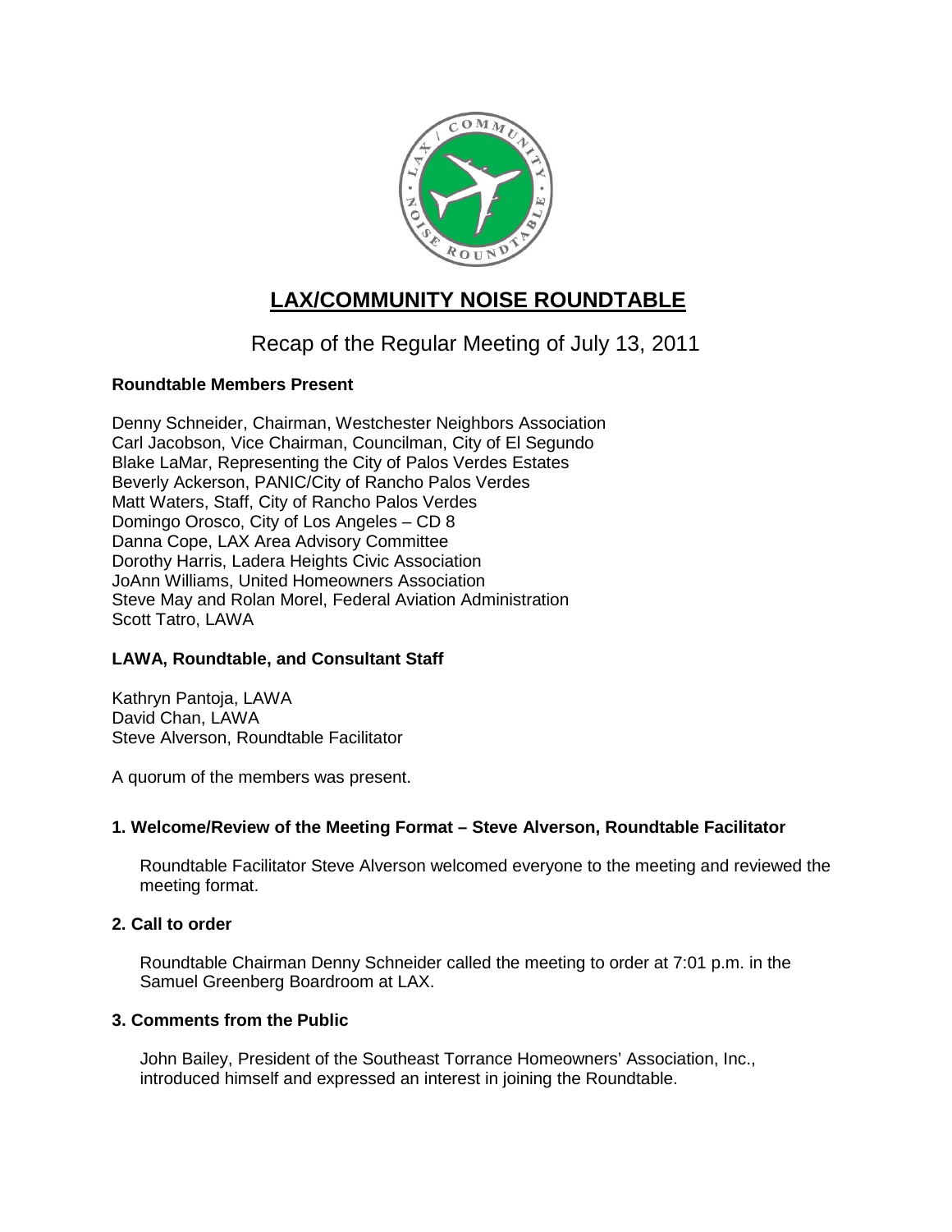# LAX/COMMUNITY NOISE ROUNDTABLE

## Recap of the Regular Meeting of July 13, 2011

**Roundtable Members Present**

Denny Schneider, Chairman, Westchester Neighbors Association
Carl Jacobson, Vice Chairman, Councilman, City of El Segundo
Blake LaMar, Representing the City of Palos Verdes Estates
Beverly Ackerson, PANIC/City of Rancho Palos Verdes
Matt Waters, Staff, City of Rancho Palos Verdes
Domingo Orosco, City of Los Angeles – CD 8
Danna Cope, LAX Area Advisory Committee
Dorothy Harris, Ladera Heights Civic Association
JoAnn Williams, United Homeowners Association
Steve May and Rolan Morel, Federal Aviation Administration
Scott Tatro, LAWA

**LAWA, Roundtable, and Consultant Staff**

Kathryn Pantoja, LAWA
David Chan, LAWA
Steve Alverson, Roundtable Facilitator

A quorum of the members was present.

**1. Welcome/Review of the Meeting Format – Steve Alverson, Roundtable Facilitator**

Roundtable Facilitator Steve Alverson welcomed everyone to the meeting and reviewed the meeting format.

**2. Call to order**

Roundtable Chairman Denny Schneider called the meeting to order at 7:01 p.m. in the Samuel Greenberg Boardroom at LAX.

**3. Comments from the Public**

John Bailey, President of the Southeast Torrance Homeowners' Association, Inc., introduced himself and expressed an interest in joining the Roundtable.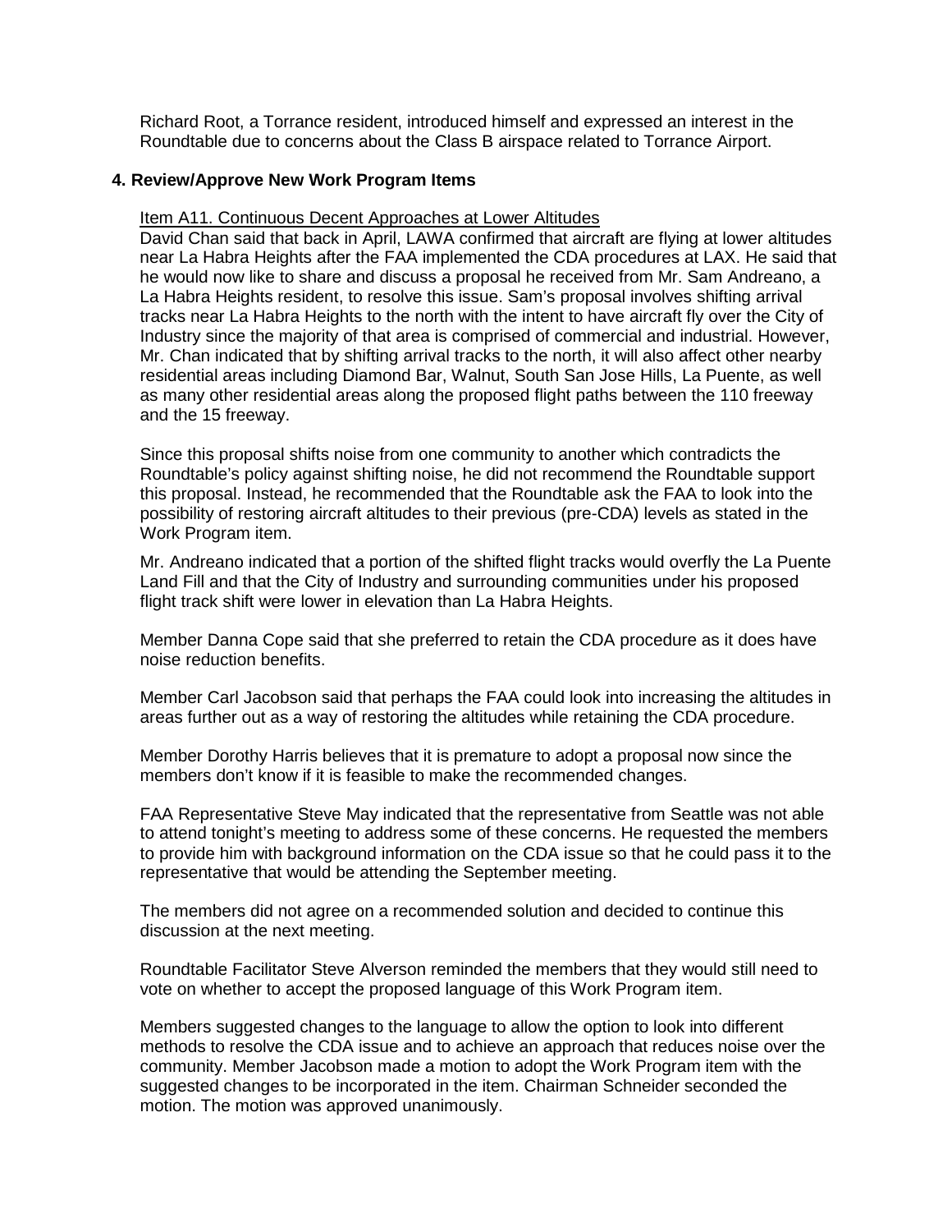Richard Root, a Torrance resident, introduced himself and expressed an interest in the Roundtable due to concerns about the Class B airspace related to Torrance Airport.

### 4. Review/Approve New Work Program Items

Item A11. Continuous Decent Approaches at Lower Altitudes

David Chan said that back in April, LAWA confirmed that aircraft are flying at lower altitudes near La Habra Heights after the FAA implemented the CDA procedures at LAX. He said that he would now like to share and discuss a proposal he received from Mr. Sam Andreano, a La Habra Heights resident, to resolve this issue. Sam's proposal involves shifting arrival tracks near La Habra Heights to the north with the intent to have aircraft fly over the City of Industry since the majority of that area is comprised of commercial and industrial. However, Mr. Chan indicated that by shifting arrival tracks to the north, it will also affect other nearby residential areas including Diamond Bar, Walnut, South San Jose Hills, La Puente, as well as many other residential areas along the proposed flight paths between the 110 freeway and the 15 freeway.

Since this proposal shifts noise from one community to another which contradicts the Roundtable's policy against shifting noise, he did not recommend the Roundtable support this proposal. Instead, he recommended that the Roundtable ask the FAA to look into the possibility of restoring aircraft altitudes to their previous (pre-CDA) levels as stated in the Work Program item.

Mr. Andreano indicated that a portion of the shifted flight tracks would overfly the La Puente Land Fill and that the City of Industry and surrounding communities under his proposed flight track shift were lower in elevation than La Habra Heights.

Member Danna Cope said that she preferred to retain the CDA procedure as it does have noise reduction benefits.

Member Carl Jacobson said that perhaps the FAA could look into increasing the altitudes in areas further out as a way of restoring the altitudes while retaining the CDA procedure.

Member Dorothy Harris believes that it is premature to adopt a proposal now since the members don't know if it is feasible to make the recommended changes.

FAA Representative Steve May indicated that the representative from Seattle was not able to attend tonight's meeting to address some of these concerns. He requested the members to provide him with background information on the CDA issue so that he could pass it to the representative that would be attending the September meeting.

The members did not agree on a recommended solution and decided to continue this discussion at the next meeting.

Roundtable Facilitator Steve Alverson reminded the members that they would still need to vote on whether to accept the proposed language of this Work Program item.

Members suggested changes to the language to allow the option to look into different methods to resolve the CDA issue and to achieve an approach that reduces noise over the community. Member Jacobson made a motion to adopt the Work Program item with the suggested changes to be incorporated in the item. Chairman Schneider seconded the motion. The motion was approved unanimously.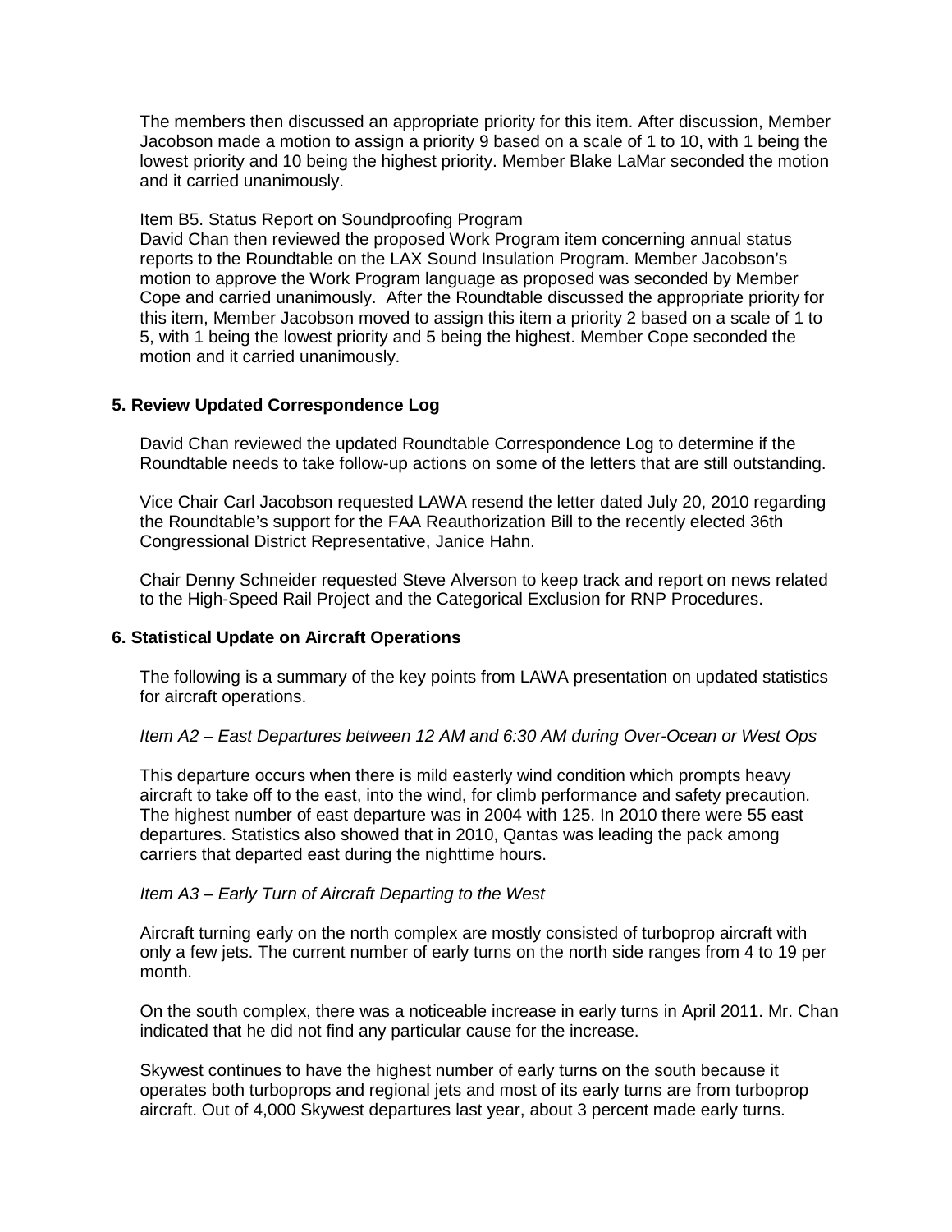The members then discussed an appropriate priority for this item. After discussion, Member Jacobson made a motion to assign a priority 9 based on a scale of 1 to 10, with 1 being the lowest priority and 10 being the highest priority. Member Blake LaMar seconded the motion and it carried unanimously.

Item B5. Status Report on Soundproofing Program

David Chan then reviewed the proposed Work Program item concerning annual status reports to the Roundtable on the LAX Sound Insulation Program. Member Jacobson's motion to approve the Work Program language as proposed was seconded by Member Cope and carried unanimously. After the Roundtable discussed the appropriate priority for this item, Member Jacobson moved to assign this item a priority 2 based on a scale of 1 to 5, with 1 being the lowest priority and 5 being the highest. Member Cope seconded the motion and it carried unanimously.

## 5. Review Updated Correspondence Log

David Chan reviewed the updated Roundtable Correspondence Log to determine if the Roundtable needs to take follow-up actions on some of the letters that are still outstanding.

Vice Chair Carl Jacobson requested LAWA resend the letter dated July 20, 2010 regarding the Roundtable's support for the FAA Reauthorization Bill to the recently elected 36th Congressional District Representative, Janice Hahn.

Chair Denny Schneider requested Steve Alverson to keep track and report on news related to the High-Speed Rail Project and the Categorical Exclusion for RNP Procedures.

## 6. Statistical Update on Aircraft Operations

The following is a summary of the key points from LAWA presentation on updated statistics for aircraft operations.

*Item A2 – East Departures between 12 AM and 6:30 AM during Over-Ocean or West Ops*

This departure occurs when there is mild easterly wind condition which prompts heavy aircraft to take off to the east, into the wind, for climb performance and safety precaution. The highest number of east departure was in 2004 with 125. In 2010 there were 55 east departures. Statistics also showed that in 2010, Qantas was leading the pack among carriers that departed east during the nighttime hours.

*Item A3 – Early Turn of Aircraft Departing to the West*

Aircraft turning early on the north complex are mostly consisted of turboprop aircraft with only a few jets. The current number of early turns on the north side ranges from 4 to 19 per month.

On the south complex, there was a noticeable increase in early turns in April 2011. Mr. Chan indicated that he did not find any particular cause for the increase.

Skywest continues to have the highest number of early turns on the south because it operates both turboprops and regional jets and most of its early turns are from turboprop aircraft. Out of 4,000 Skywest departures last year, about 3 percent made early turns.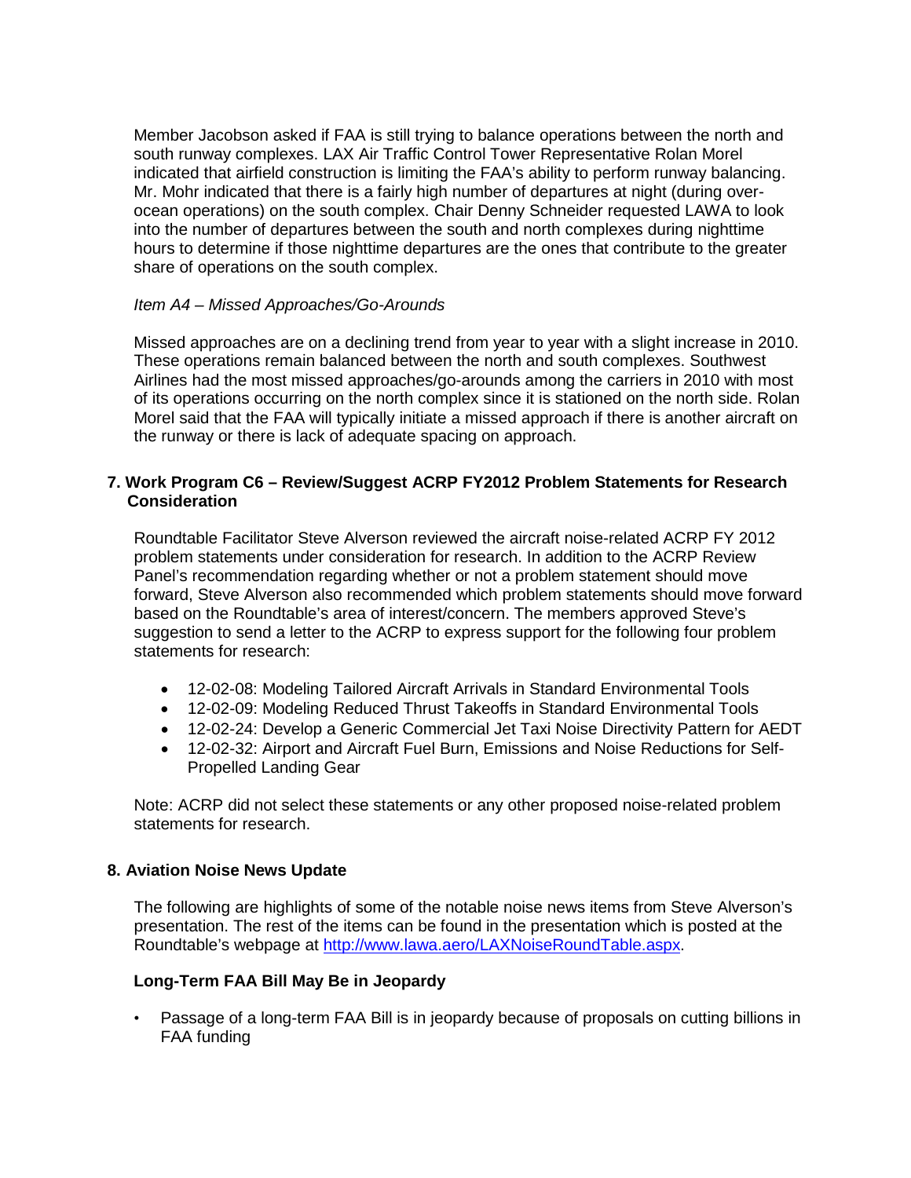Member Jacobson asked if FAA is still trying to balance operations between the north and south runway complexes. LAX Air Traffic Control Tower Representative Rolan Morel indicated that airfield construction is limiting the FAA's ability to perform runway balancing. Mr. Mohr indicated that there is a fairly high number of departures at night (during over-ocean operations) on the south complex. Chair Denny Schneider requested LAWA to look into the number of departures between the south and north complexes during nighttime hours to determine if those nighttime departures are the ones that contribute to the greater share of operations on the south complex.

*Item A4 – Missed Approaches/Go-Arounds*

Missed approaches are on a declining trend from year to year with a slight increase in 2010. These operations remain balanced between the north and south complexes. Southwest Airlines had the most missed approaches/go-arounds among the carriers in 2010 with most of its operations occurring on the north complex since it is stationed on the north side. Rolan Morel said that the FAA will typically initiate a missed approach if there is another aircraft on the runway or there is lack of adequate spacing on approach.

## 7. Work Program C6 – Review/Suggest ACRP FY2012 Problem Statements for Research Consideration

Roundtable Facilitator Steve Alverson reviewed the aircraft noise-related ACRP FY 2012 problem statements under consideration for research. In addition to the ACRP Review Panel's recommendation regarding whether or not a problem statement should move forward, Steve Alverson also recommended which problem statements should move forward based on the Roundtable's area of interest/concern. The members approved Steve's suggestion to send a letter to the ACRP to express support for the following four problem statements for research:

- 12-02-08: Modeling Tailored Aircraft Arrivals in Standard Environmental Tools
- 12-02-09: Modeling Reduced Thrust Takeoffs in Standard Environmental Tools
- 12-02-24: Develop a Generic Commercial Jet Taxi Noise Directivity Pattern for AEDT
- 12-02-32: Airport and Aircraft Fuel Burn, Emissions and Noise Reductions for Self-Propelled Landing Gear

Note: ACRP did not select these statements or any other proposed noise-related problem statements for research.

## 8. Aviation Noise News Update

The following are highlights of some of the notable noise news items from Steve Alverson's presentation. The rest of the items can be found in the presentation which is posted at the Roundtable's webpage at http://www.lawa.aero/LAXNoiseRoundTable.aspx.

### Long-Term FAA Bill May Be in Jeopardy

- Passage of a long-term FAA Bill is in jeopardy because of proposals on cutting billions in FAA funding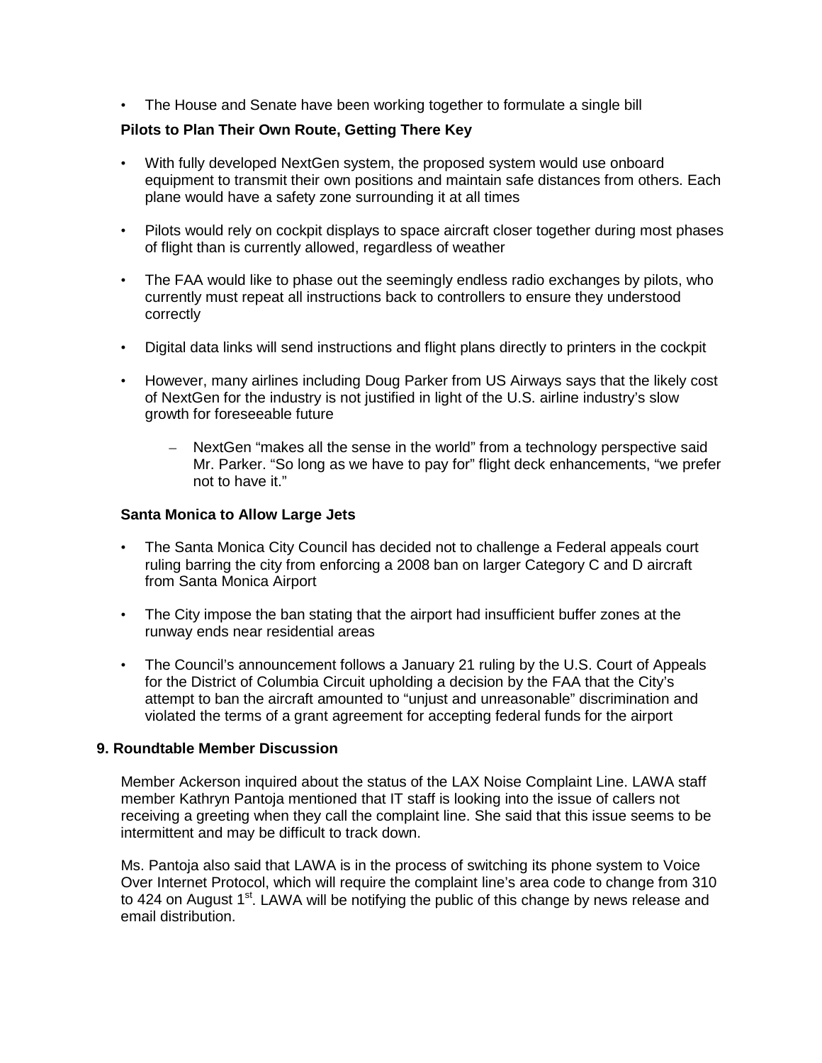- The House and Senate have been working together to formulate a single bill

**Pilots to Plan Their Own Route, Getting There Key**

- With fully developed NextGen system, the proposed system would use onboard equipment to transmit their own positions and maintain safe distances from others. Each plane would have a safety zone surrounding it at all times
- Pilots would rely on cockpit displays to space aircraft closer together during most phases of flight than is currently allowed, regardless of weather
- The FAA would like to phase out the seemingly endless radio exchanges by pilots, who currently must repeat all instructions back to controllers to ensure they understood correctly
- Digital data links will send instructions and flight plans directly to printers in the cockpit
- However, many airlines including Doug Parker from US Airways says that the likely cost of NextGen for the industry is not justified in light of the U.S. airline industry's slow growth for foreseeable future
  - NextGen "makes all the sense in the world" from a technology perspective said Mr. Parker. "So long as we have to pay for" flight deck enhancements, "we prefer not to have it."

**Santa Monica to Allow Large Jets**

- The Santa Monica City Council has decided not to challenge a Federal appeals court ruling barring the city from enforcing a 2008 ban on larger Category C and D aircraft from Santa Monica Airport
- The City impose the ban stating that the airport had insufficient buffer zones at the runway ends near residential areas
- The Council's announcement follows a January 21 ruling by the U.S. Court of Appeals for the District of Columbia Circuit upholding a decision by the FAA that the City's attempt to ban the aircraft amounted to "unjust and unreasonable" discrimination and violated the terms of a grant agreement for accepting federal funds for the airport

**9. Roundtable Member Discussion**

Member Ackerson inquired about the status of the LAX Noise Complaint Line. LAWA staff member Kathryn Pantoja mentioned that IT staff is looking into the issue of callers not receiving a greeting when they call the complaint line. She said that this issue seems to be intermittent and may be difficult to track down.

Ms. Pantoja also said that LAWA is in the process of switching its phone system to Voice Over Internet Protocol, which will require the complaint line's area code to change from 310 to 424 on August 1st. LAWA will be notifying the public of this change by news release and email distribution.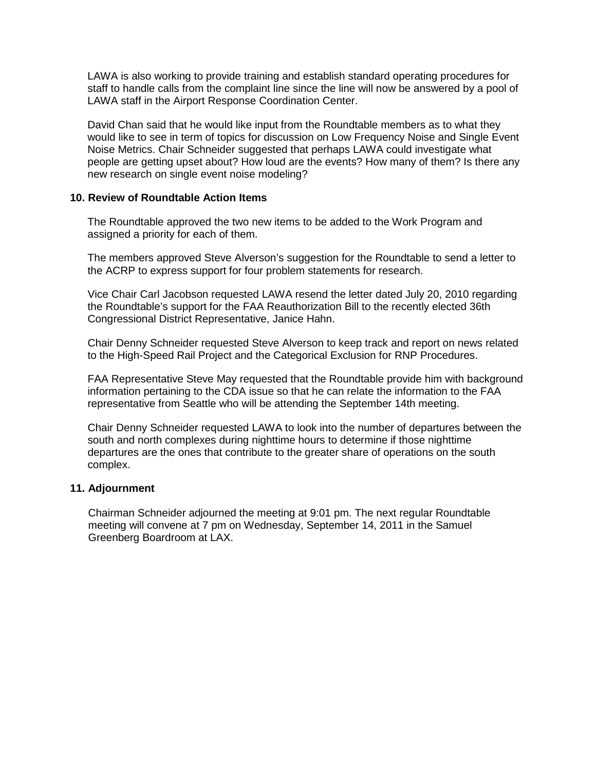LAWA is also working to provide training and establish standard operating procedures for staff to handle calls from the complaint line since the line will now be answered by a pool of LAWA staff in the Airport Response Coordination Center.

David Chan said that he would like input from the Roundtable members as to what they would like to see in term of topics for discussion on Low Frequency Noise and Single Event Noise Metrics. Chair Schneider suggested that perhaps LAWA could investigate what people are getting upset about? How loud are the events? How many of them? Is there any new research on single event noise modeling?

**10. Review of Roundtable Action Items**

The Roundtable approved the two new items to be added to the Work Program and assigned a priority for each of them.

The members approved Steve Alverson's suggestion for the Roundtable to send a letter to the ACRP to express support for four problem statements for research.

Vice Chair Carl Jacobson requested LAWA resend the letter dated July 20, 2010 regarding the Roundtable's support for the FAA Reauthorization Bill to the recently elected 36th Congressional District Representative, Janice Hahn.

Chair Denny Schneider requested Steve Alverson to keep track and report on news related to the High-Speed Rail Project and the Categorical Exclusion for RNP Procedures.

FAA Representative Steve May requested that the Roundtable provide him with background information pertaining to the CDA issue so that he can relate the information to the FAA representative from Seattle who will be attending the September 14th meeting.

Chair Denny Schneider requested LAWA to look into the number of departures between the south and north complexes during nighttime hours to determine if those nighttime departures are the ones that contribute to the greater share of operations on the south complex.

**11. Adjournment**

Chairman Schneider adjourned the meeting at 9:01 pm. The next regular Roundtable meeting will convene at 7 pm on Wednesday, September 14, 2011 in the Samuel Greenberg Boardroom at LAX.